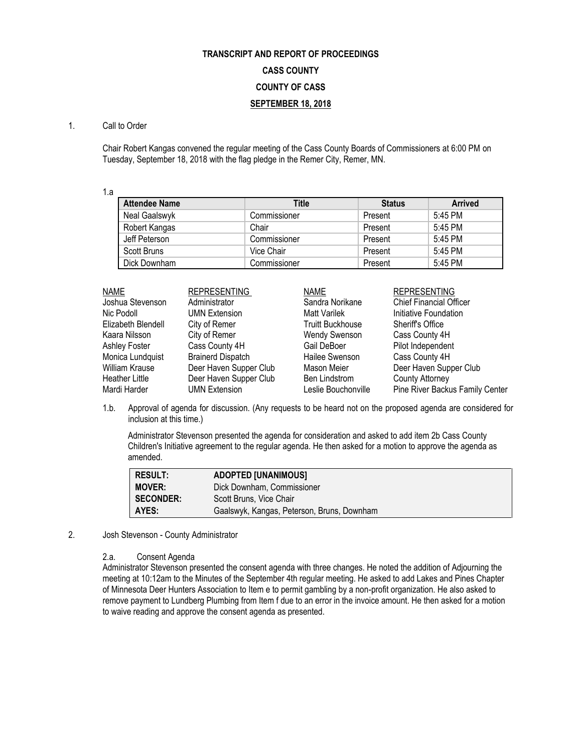**TRANSCRIPT AND REPORT OF PROCEEDINGS**

**CASS COUNTY**

**COUNTY OF CASS**

**SEPTEMBER 18, 2018**

1. Call to Order

Chair Robert Kangas convened the regular meeting of the Cass County Boards of Commissioners at 6:00 PM on Tuesday, September 18, 2018 with the flag pledge in the Remer City, Remer, MN.

1.a

| Attendee Name | Title | Status | Arrived |
|---|---|---|---|
| Neal Gaalswyk | Commissioner | Present | 5:45 PM |
| Robert Kangas | Chair | Present | 5:45 PM |
| Jeff Peterson | Commissioner | Present | 5:45 PM |
| Scott Bruns | Vice Chair | Present | 5:45 PM |
| Dick Downham | Commissioner | Present | 5:45 PM |

| NAME | REPRESENTING | NAME | REPRESENTING |
|---|---|---|---|
| Joshua Stevenson | Administrator | Sandra Norikane | Chief Financial Officer |
| Nic Podoll | UMN Extension | Matt Varilek | Initiative Foundation |
| Elizabeth Blendell | City of Remer | Truitt Buckhouse | Sheriff's Office |
| Kaara Nilsson | City of Remer | Wendy Swenson | Cass County 4H |
| Ashley Foster | Cass County 4H | Gail DeBoer | Pilot Independent |
| Monica Lundquist | Brainerd Dispatch | Hailee Swenson | Cass County 4H |
| William Krause | Deer Haven Supper Club | Mason Meier | Deer Haven Supper Club |
| Heather Little | Deer Haven Supper Club | Ben Lindstrom | County Attorney |
| Mardi Harder | UMN Extension | Leslie Bouchonville | Pine River Backus Family Center |

1.b. Approval of agenda for discussion. (Any requests to be heard not on the proposed agenda are considered for inclusion at this time.)

Administrator Stevenson presented the agenda for consideration and asked to add item 2b Cass County Children's Initiative agreement to the regular agenda. He then asked for a motion to approve the agenda as amended.

| | |
|---|---|
| **RESULT:** | **ADOPTED [UNANIMOUS]** |
| **MOVER:** | Dick Downham, Commissioner |
| **SECONDER:** | Scott Bruns, Vice Chair |
| **AYES:** | Gaalswyk, Kangas, Peterson, Bruns, Downham |

2. Josh Stevenson - County Administrator

2.a. Consent Agenda

Administrator Stevenson presented the consent agenda with three changes. He noted the addition of Adjourning the meeting at 10:12am to the Minutes of the September 4th regular meeting. He asked to add Lakes and Pines Chapter of Minnesota Deer Hunters Association to Item e to permit gambling by a non-profit organization. He also asked to remove payment to Lundberg Plumbing from Item f due to an error in the invoice amount. He then asked for a motion to waive reading and approve the consent agenda as presented.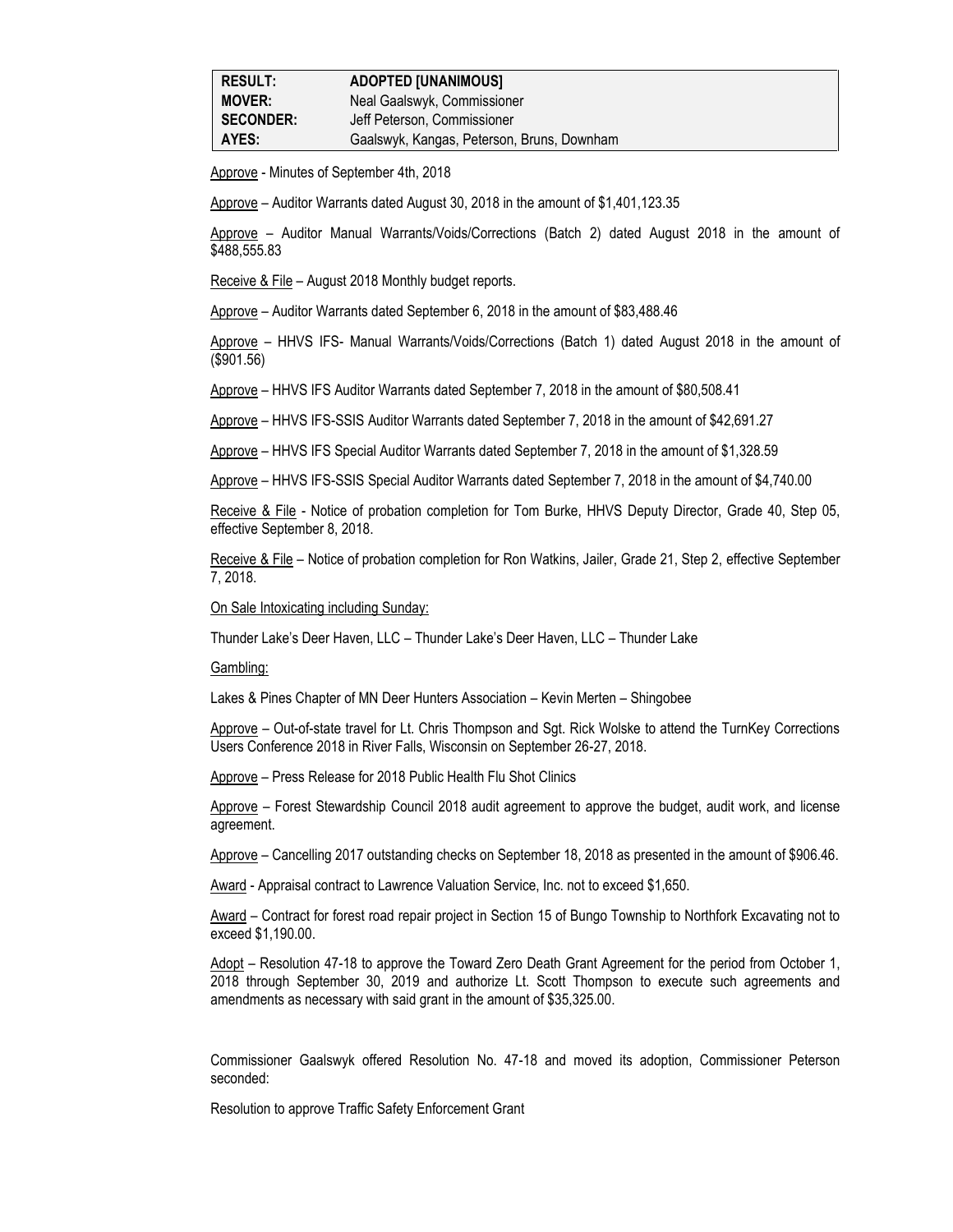| RESULT: | ADOPTED [UNANIMOUS] |
|---|---|
| MOVER: | Neal Gaalswyk, Commissioner |
| SECONDER: | Jeff Peterson, Commissioner |
| AYES: | Gaalswyk, Kangas, Peterson, Bruns, Downham |

Approve - Minutes of September 4th, 2018

Approve – Auditor Warrants dated August 30, 2018 in the amount of $1,401,123.35

Approve – Auditor Manual Warrants/Voids/Corrections (Batch 2) dated August 2018 in the amount of $488,555.83

Receive & File – August 2018 Monthly budget reports.

Approve – Auditor Warrants dated September 6, 2018 in the amount of $83,488.46

Approve – HHVS IFS- Manual Warrants/Voids/Corrections (Batch 1) dated August 2018 in the amount of ($901.56)

Approve – HHVS IFS Auditor Warrants dated September 7, 2018 in the amount of $80,508.41

Approve – HHVS IFS-SSIS Auditor Warrants dated September 7, 2018 in the amount of $42,691.27

Approve – HHVS IFS Special Auditor Warrants dated September 7, 2018 in the amount of $1,328.59

Approve – HHVS IFS-SSIS Special Auditor Warrants dated September 7, 2018 in the amount of $4,740.00

Receive & File - Notice of probation completion for Tom Burke, HHVS Deputy Director, Grade 40, Step 05, effective September 8, 2018.

Receive & File – Notice of probation completion for Ron Watkins, Jailer, Grade 21, Step 2, effective September 7, 2018.

On Sale Intoxicating including Sunday:

Thunder Lake's Deer Haven, LLC – Thunder Lake's Deer Haven, LLC – Thunder Lake

Gambling:

Lakes & Pines Chapter of MN Deer Hunters Association – Kevin Merten – Shingobee

Approve – Out-of-state travel for Lt. Chris Thompson and Sgt. Rick Wolske to attend the TurnKey Corrections Users Conference 2018 in River Falls, Wisconsin on September 26-27, 2018.

Approve – Press Release for 2018 Public Health Flu Shot Clinics

Approve – Forest Stewardship Council 2018 audit agreement to approve the budget, audit work, and license agreement.

Approve – Cancelling 2017 outstanding checks on September 18, 2018 as presented in the amount of $906.46.

Award - Appraisal contract to Lawrence Valuation Service, Inc. not to exceed $1,650.

Award – Contract for forest road repair project in Section 15 of Bungo Township to Northfork Excavating not to exceed $1,190.00.

Adopt – Resolution 47-18 to approve the Toward Zero Death Grant Agreement for the period from October 1, 2018 through September 30, 2019 and authorize Lt. Scott Thompson to execute such agreements and amendments as necessary with said grant in the amount of $35,325.00.

Commissioner Gaalswyk offered Resolution No. 47-18 and moved its adoption, Commissioner Peterson seconded:

Resolution to approve Traffic Safety Enforcement Grant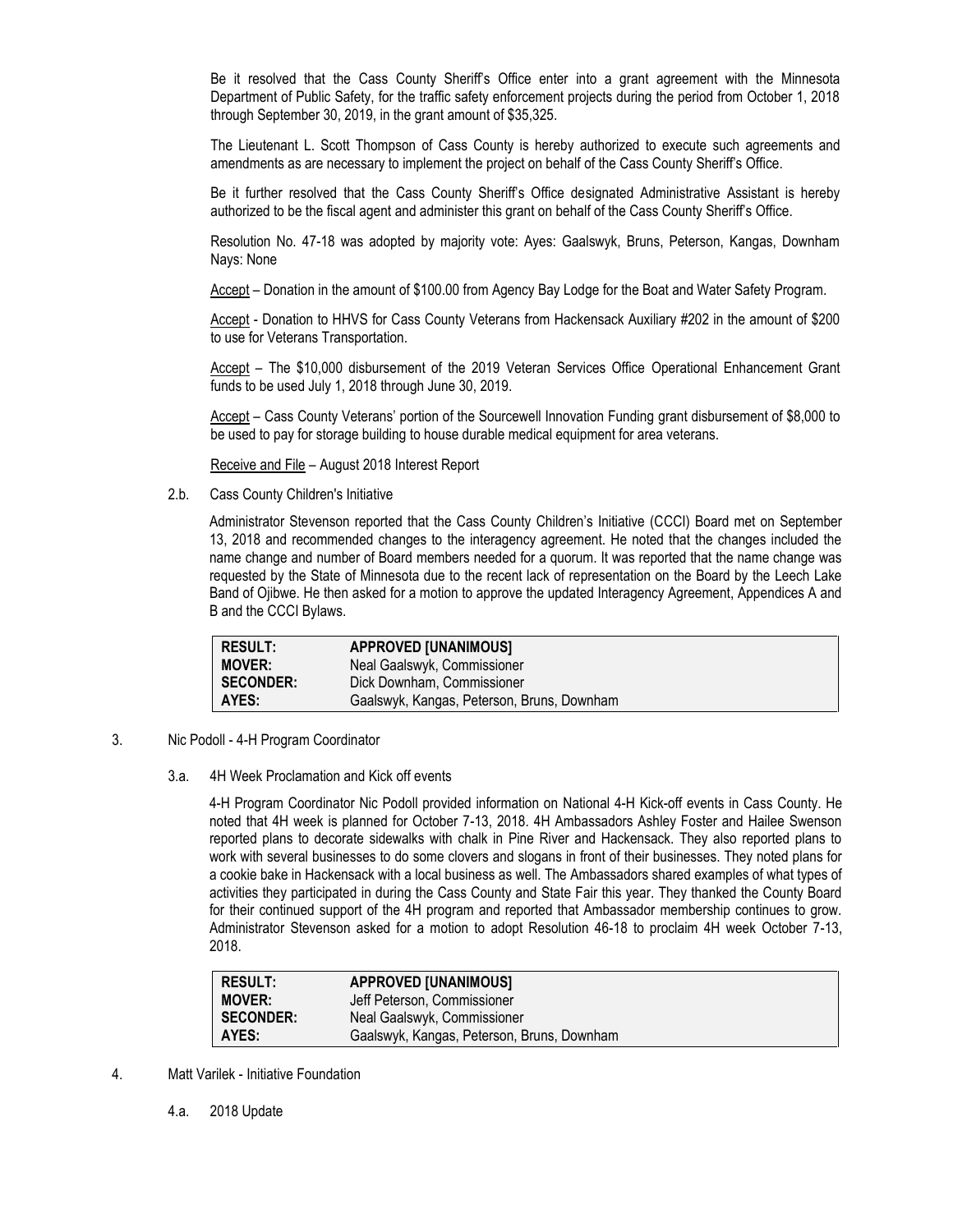Be it resolved that the Cass County Sheriff's Office enter into a grant agreement with the Minnesota Department of Public Safety, for the traffic safety enforcement projects during the period from October 1, 2018 through September 30, 2019, in the grant amount of $35,325.

The Lieutenant L. Scott Thompson of Cass County is hereby authorized to execute such agreements and amendments as are necessary to implement the project on behalf of the Cass County Sheriff's Office.

Be it further resolved that the Cass County Sheriff's Office designated Administrative Assistant is hereby authorized to be the fiscal agent and administer this grant on behalf of the Cass County Sheriff's Office.

Resolution No. 47-18 was adopted by majority vote: Ayes: Gaalswyk, Bruns, Peterson, Kangas, Downham Nays: None

Accept – Donation in the amount of $100.00 from Agency Bay Lodge for the Boat and Water Safety Program.

Accept - Donation to HHVS for Cass County Veterans from Hackensack Auxiliary #202 in the amount of $200 to use for Veterans Transportation.

Accept – The $10,000 disbursement of the 2019 Veteran Services Office Operational Enhancement Grant funds to be used July 1, 2018 through June 30, 2019.

Accept – Cass County Veterans' portion of the Sourcewell Innovation Funding grant disbursement of $8,000 to be used to pay for storage building to house durable medical equipment for area veterans.

Receive and File – August 2018 Interest Report

2.b. Cass County Children's Initiative

Administrator Stevenson reported that the Cass County Children's Initiative (CCCI) Board met on September 13, 2018 and recommended changes to the interagency agreement. He noted that the changes included the name change and number of Board members needed for a quorum. It was reported that the name change was requested by the State of Minnesota due to the recent lack of representation on the Board by the Leech Lake Band of Ojibwe. He then asked for a motion to approve the updated Interagency Agreement, Appendices A and B and the CCCI Bylaws.

| | |
|---|---|
| **RESULT:** | **APPROVED [UNANIMOUS]** |
| **MOVER:** | Neal Gaalswyk, Commissioner |
| **SECONDER:** | Dick Downham, Commissioner |
| **AYES:** | Gaalswyk, Kangas, Peterson, Bruns, Downham |

3. Nic Podoll - 4-H Program Coordinator

3.a. 4H Week Proclamation and Kick off events

4-H Program Coordinator Nic Podoll provided information on National 4-H Kick-off events in Cass County. He noted that 4H week is planned for October 7-13, 2018. 4H Ambassadors Ashley Foster and Hailee Swenson reported plans to decorate sidewalks with chalk in Pine River and Hackensack. They also reported plans to work with several businesses to do some clovers and slogans in front of their businesses. They noted plans for a cookie bake in Hackensack with a local business as well. The Ambassadors shared examples of what types of activities they participated in during the Cass County and State Fair this year. They thanked the County Board for their continued support of the 4H program and reported that Ambassador membership continues to grow. Administrator Stevenson asked for a motion to adopt Resolution 46-18 to proclaim 4H week October 7-13, 2018.

| | |
|---|---|
| **RESULT:** | **APPROVED [UNANIMOUS]** |
| **MOVER:** | Jeff Peterson, Commissioner |
| **SECONDER:** | Neal Gaalswyk, Commissioner |
| **AYES:** | Gaalswyk, Kangas, Peterson, Bruns, Downham |

4. Matt Varilek - Initiative Foundation

4.a. 2018 Update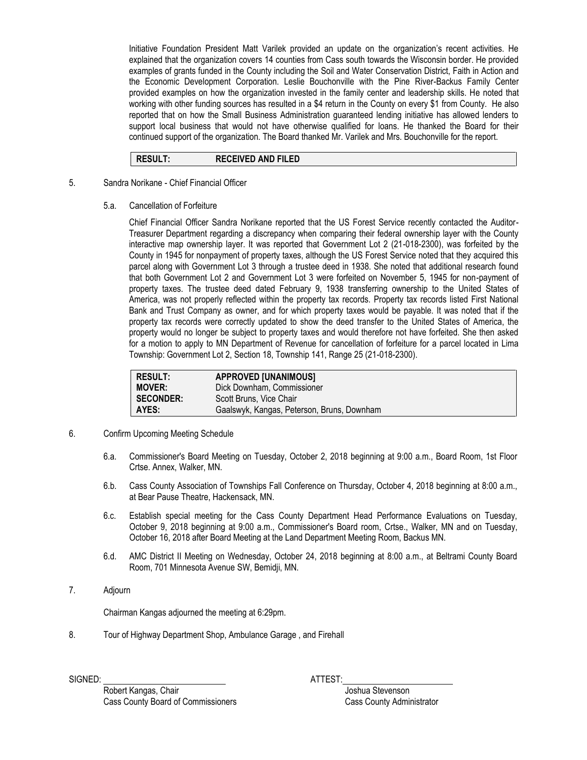Initiative Foundation President Matt Varilek provided an update on the organization's recent activities. He explained that the organization covers 14 counties from Cass south towards the Wisconsin border. He provided examples of grants funded in the County including the Soil and Water Conservation District, Faith in Action and the Economic Development Corporation. Leslie Bouchonville with the Pine River-Backus Family Center provided examples on how the organization invested in the family center and leadership skills. He noted that working with other funding sources has resulted in a $4 return in the County on every $1 from County. He also reported that on how the Small Business Administration guaranteed lending initiative has allowed lenders to support local business that would not have otherwise qualified for loans. He thanked the Board for their continued support of the organization. The Board thanked Mr. Varilek and Mrs. Bouchonville for the report.

| | |
|---|---|
| **RESULT:** | **RECEIVED AND FILED** |

5. Sandra Norikane - Chief Financial Officer

5.a. Cancellation of Forfeiture

Chief Financial Officer Sandra Norikane reported that the US Forest Service recently contacted the Auditor-Treasurer Department regarding a discrepancy when comparing their federal ownership layer with the County interactive map ownership layer. It was reported that Government Lot 2 (21-018-2300), was forfeited by the County in 1945 for nonpayment of property taxes, although the US Forest Service noted that they acquired this parcel along with Government Lot 3 through a trustee deed in 1938. She noted that additional research found that both Government Lot 2 and Government Lot 3 were forfeited on November 5, 1945 for non-payment of property taxes. The trustee deed dated February 9, 1938 transferring ownership to the United States of America, was not properly reflected within the property tax records. Property tax records listed First National Bank and Trust Company as owner, and for which property taxes would be payable. It was noted that if the property tax records were correctly updated to show the deed transfer to the United States of America, the property would no longer be subject to property taxes and would therefore not have forfeited. She then asked for a motion to apply to MN Department of Revenue for cancellation of forfeiture for a parcel located in Lima Township: Government Lot 2, Section 18, Township 141, Range 25 (21-018-2300).

| | |
|---|---|
| **RESULT:** | **APPROVED [UNANIMOUS]** |
| **MOVER:** | Dick Downham, Commissioner |
| **SECONDER:** | Scott Bruns, Vice Chair |
| **AYES:** | Gaalswyk, Kangas, Peterson, Bruns, Downham |

6. Confirm Upcoming Meeting Schedule

6.a. Commissioner's Board Meeting on Tuesday, October 2, 2018 beginning at 9:00 a.m., Board Room, 1st Floor Crtse. Annex, Walker, MN.

6.b. Cass County Association of Townships Fall Conference on Thursday, October 4, 2018 beginning at 8:00 a.m., at Bear Pause Theatre, Hackensack, MN.

6.c. Establish special meeting for the Cass County Department Head Performance Evaluations on Tuesday, October 9, 2018 beginning at 9:00 a.m., Commissioner's Board room, Crtse., Walker, MN and on Tuesday, October 16, 2018 after Board Meeting at the Land Department Meeting Room, Backus MN.

6.d. AMC District II Meeting on Wednesday, October 24, 2018 beginning at 8:00 a.m., at Beltrami County Board Room, 701 Minnesota Avenue SW, Bemidji, MN.

7. Adjourn

Chairman Kangas adjourned the meeting at 6:29pm.

8. Tour of Highway Department Shop, Ambulance Garage , and Firehall

SIGNED: \_\_\_\_\_\_\_\_\_\_\_\_\_\_\_\_\_\_\_\_\_\_\_\_\_\_\_\_ ATTEST: \_\_\_\_\_\_\_\_\_\_\_\_\_\_\_\_\_\_\_\_\_\_\_\_\_\_\_\_

Robert Kangas, Chair
Cass County Board of Commissioners

Joshua Stevenson
Cass County Administrator